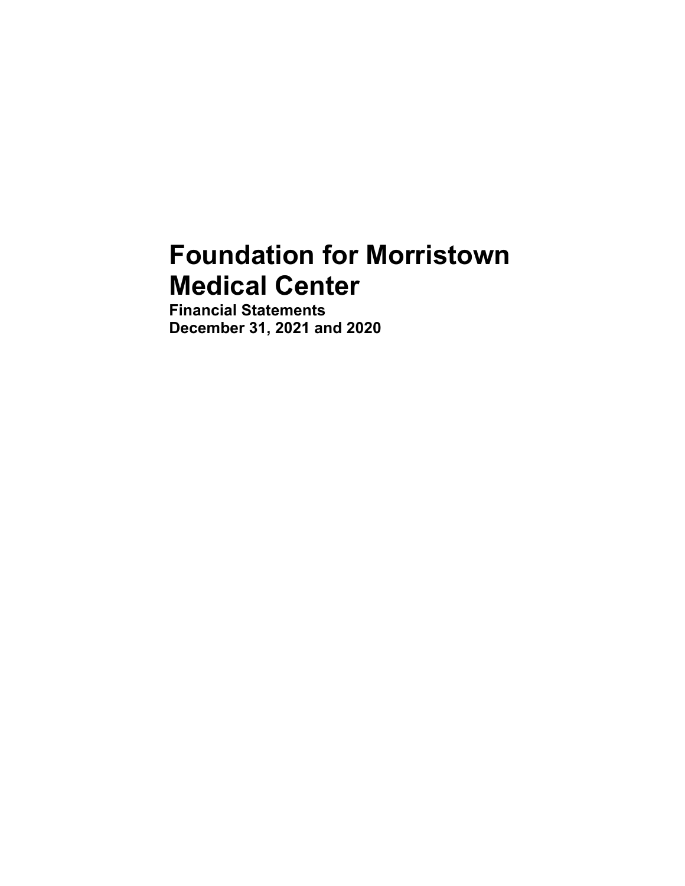# Foundation for Morristown Medical Center

**Financial Statements**
**December 31, 2021 and 2020**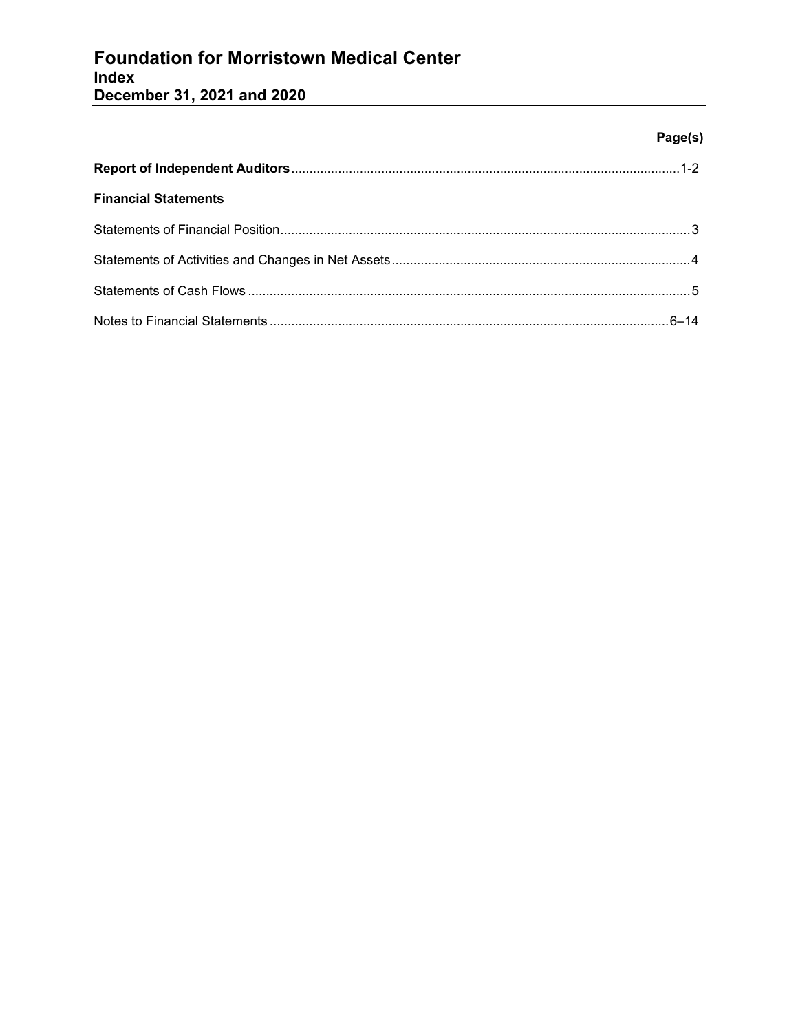# Foundation for Morristown Medical Center
## Index
## December 31, 2021 and 2020

| | Page(s) |
|---|---|
| **Report of Independent Auditors** | 1-2 |
| **Financial Statements** | |
| Statements of Financial Position | 3 |
| Statements of Activities and Changes in Net Assets | 4 |
| Statements of Cash Flows | 5 |
| Notes to Financial Statements | 6–14 |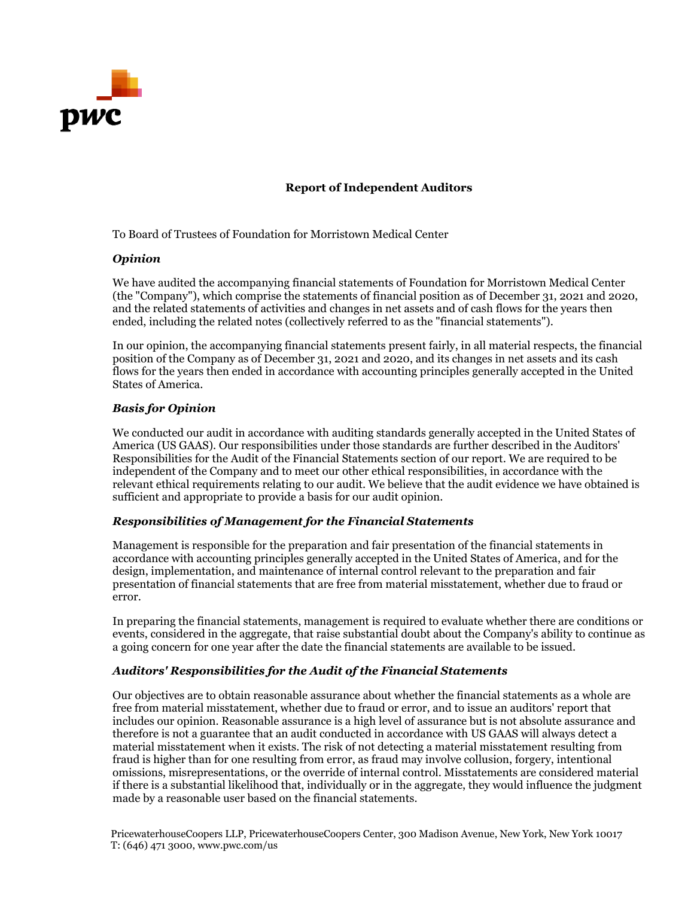# Report of Independent Auditors

To Board of Trustees of Foundation for Morristown Medical Center

## *Opinion*

We have audited the accompanying financial statements of Foundation for Morristown Medical Center (the "Company"), which comprise the statements of financial position as of December 31, 2021 and 2020, and the related statements of activities and changes in net assets and of cash flows for the years then ended, including the related notes (collectively referred to as the "financial statements").

In our opinion, the accompanying financial statements present fairly, in all material respects, the financial position of the Company as of December 31, 2021 and 2020, and its changes in net assets and its cash flows for the years then ended in accordance with accounting principles generally accepted in the United States of America.

## *Basis for Opinion*

We conducted our audit in accordance with auditing standards generally accepted in the United States of America (US GAAS). Our responsibilities under those standards are further described in the Auditors' Responsibilities for the Audit of the Financial Statements section of our report. We are required to be independent of the Company and to meet our other ethical responsibilities, in accordance with the relevant ethical requirements relating to our audit. We believe that the audit evidence we have obtained is sufficient and appropriate to provide a basis for our audit opinion.

## *Responsibilities of Management for the Financial Statements*

Management is responsible for the preparation and fair presentation of the financial statements in accordance with accounting principles generally accepted in the United States of America, and for the design, implementation, and maintenance of internal control relevant to the preparation and fair presentation of financial statements that are free from material misstatement, whether due to fraud or error.

In preparing the financial statements, management is required to evaluate whether there are conditions or events, considered in the aggregate, that raise substantial doubt about the Company's ability to continue as a going concern for one year after the date the financial statements are available to be issued.

## *Auditors' Responsibilities for the Audit of the Financial Statements*

Our objectives are to obtain reasonable assurance about whether the financial statements as a whole are free from material misstatement, whether due to fraud or error, and to issue an auditors' report that includes our opinion. Reasonable assurance is a high level of assurance but is not absolute assurance and therefore is not a guarantee that an audit conducted in accordance with US GAAS will always detect a material misstatement when it exists. The risk of not detecting a material misstatement resulting from fraud is higher than for one resulting from error, as fraud may involve collusion, forgery, intentional omissions, misrepresentations, or the override of internal control. Misstatements are considered material if there is a substantial likelihood that, individually or in the aggregate, they would influence the judgment made by a reasonable user based on the financial statements.

PricewaterhouseCoopers LLP, PricewaterhouseCoopers Center, 300 Madison Avenue, New York, New York 10017
T: (646) 471 3000, www.pwc.com/us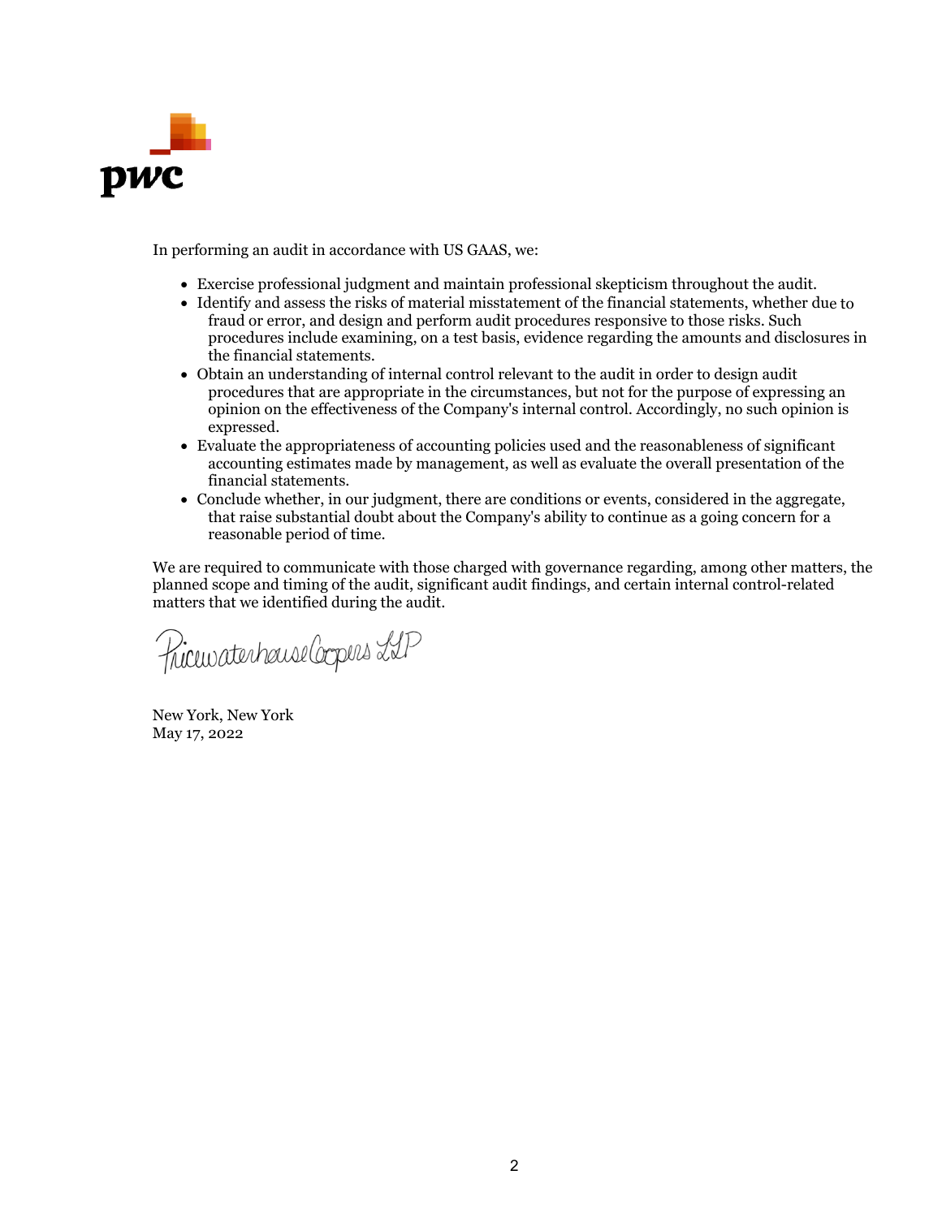In performing an audit in accordance with US GAAS, we:

- Exercise professional judgment and maintain professional skepticism throughout the audit.
- Identify and assess the risks of material misstatement of the financial statements, whether due to fraud or error, and design and perform audit procedures responsive to those risks. Such procedures include examining, on a test basis, evidence regarding the amounts and disclosures in the financial statements.
- Obtain an understanding of internal control relevant to the audit in order to design audit procedures that are appropriate in the circumstances, but not for the purpose of expressing an opinion on the effectiveness of the Company's internal control. Accordingly, no such opinion is expressed.
- Evaluate the appropriateness of accounting policies used and the reasonableness of significant accounting estimates made by management, as well as evaluate the overall presentation of the financial statements.
- Conclude whether, in our judgment, there are conditions or events, considered in the aggregate, that raise substantial doubt about the Company's ability to continue as a going concern for a reasonable period of time.

We are required to communicate with those charged with governance regarding, among other matters, the planned scope and timing of the audit, significant audit findings, and certain internal control-related matters that we identified during the audit.

PricewaterhouseCoopers LLP

New York, New York
May 17, 2022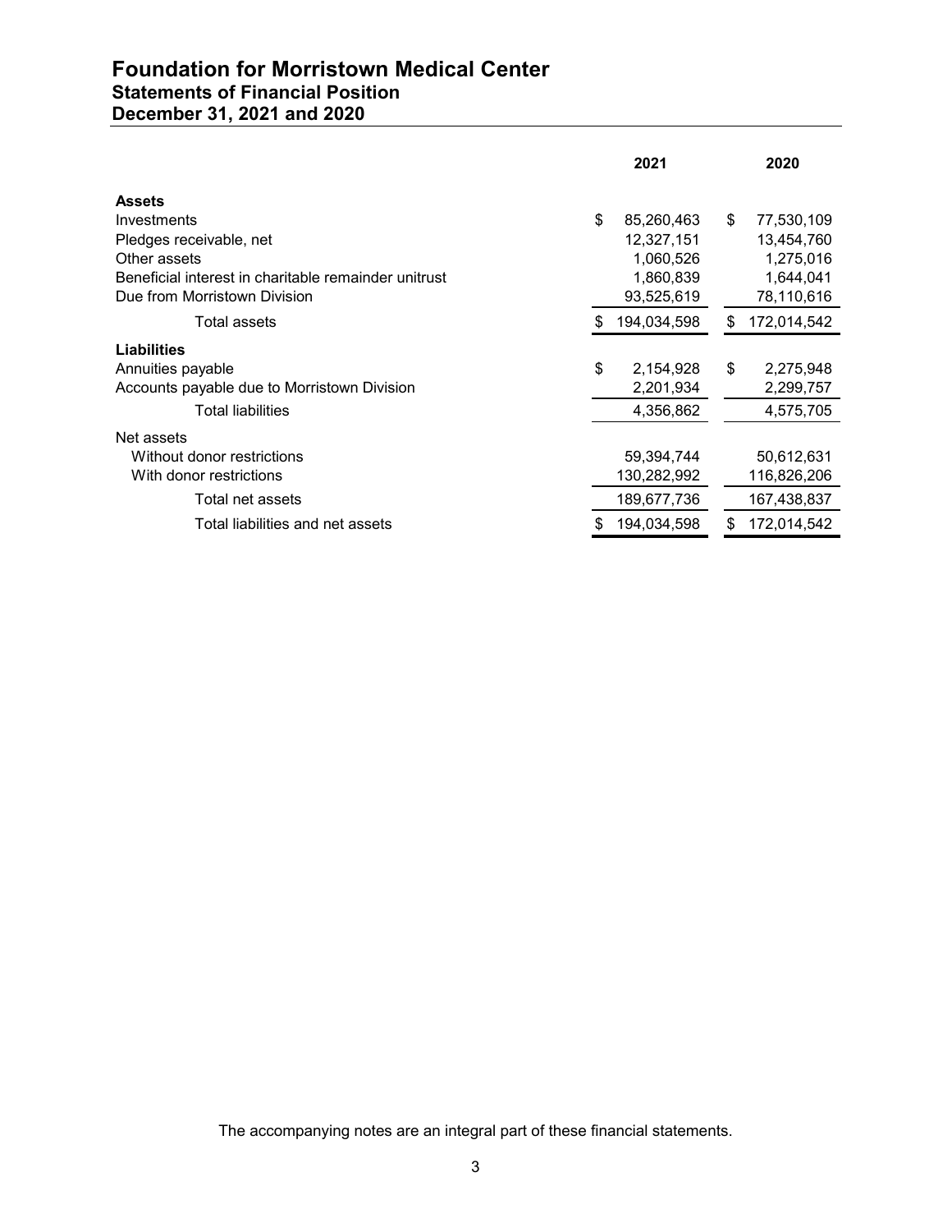# Foundation for Morristown Medical Center
## Statements of Financial Position
## December 31, 2021 and 2020

| | 2021 | 2020 |
|---|---|---|
| **Assets** | | |
| Investments | $ 85,260,463 | $ 77,530,109 |
| Pledges receivable, net | 12,327,151 | 13,454,760 |
| Other assets | 1,060,526 | 1,275,016 |
| Beneficial interest in charitable remainder unitrust | 1,860,839 | 1,644,041 |
| Due from Morristown Division | 93,525,619 | 78,110,616 |
| Total assets | $ 194,034,598 | $ 172,014,542 |
| **Liabilities** | | |
| Annuities payable | $ 2,154,928 | $ 2,275,948 |
| Accounts payable due to Morristown Division | 2,201,934 | 2,299,757 |
| Total liabilities | 4,356,862 | 4,575,705 |
| Net assets | | |
| Without donor restrictions | 59,394,744 | 50,612,631 |
| With donor restrictions | 130,282,992 | 116,826,206 |
| Total net assets | 189,677,736 | 167,438,837 |
| Total liabilities and net assets | $ 194,034,598 | $ 172,014,542 |

The accompanying notes are an integral part of these financial statements.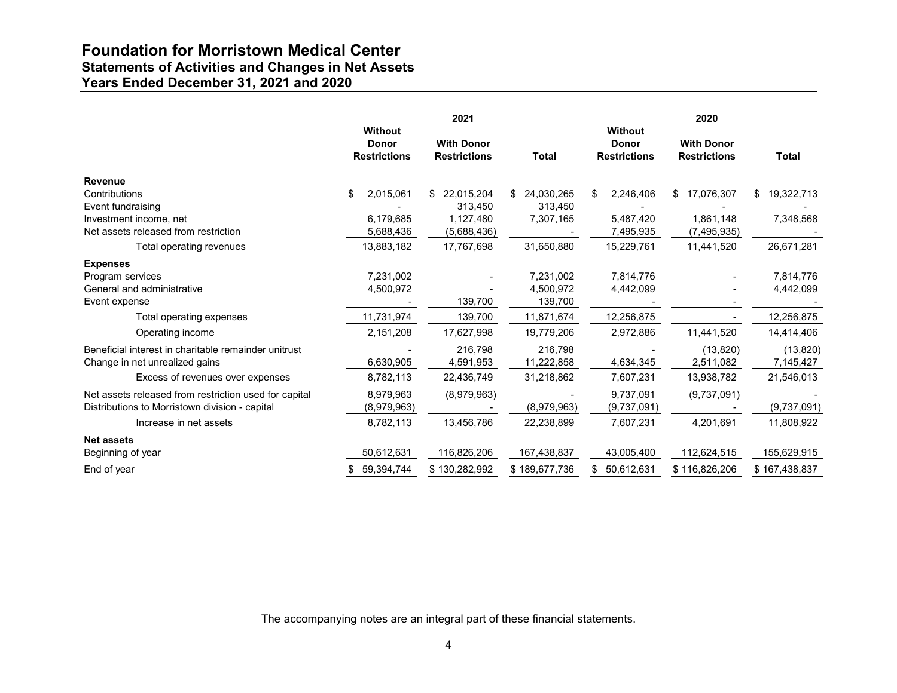# Foundation for Morristown Medical Center

## Statements of Activities and Changes in Net Assets

## Years Ended December 31, 2021 and 2020

| | 2021 | | | 2020 | | |
|---|---|---|---|---|---|---|
| | Without Donor Restrictions | With Donor Restrictions | Total | Without Donor Restrictions | With Donor Restrictions | Total |
| **Revenue** | | | | | | |
| Contributions | $ 2,015,061 | $ 22,015,204 | $ 24,030,265 | $ 2,246,406 | $ 17,076,307 | $ 19,322,713 |
| Event fundraising | - | 313,450 | 313,450 | - | - | - |
| Investment income, net | 6,179,685 | 1,127,480 | 7,307,165 | 5,487,420 | 1,861,148 | 7,348,568 |
| Net assets released from restriction | 5,688,436 | (5,688,436) | - | 7,495,935 | (7,495,935) | - |
| Total operating revenues | 13,883,182 | 17,767,698 | 31,650,880 | 15,229,761 | 11,441,520 | 26,671,281 |
| **Expenses** | | | | | | |
| Program services | 7,231,002 | - | 7,231,002 | 7,814,776 | - | 7,814,776 |
| General and administrative | 4,500,972 | - | 4,500,972 | 4,442,099 | - | 4,442,099 |
| Event expense | - | 139,700 | 139,700 | - | - | - |
| Total operating expenses | 11,731,974 | 139,700 | 11,871,674 | 12,256,875 | - | 12,256,875 |
| Operating income | 2,151,208 | 17,627,998 | 19,779,206 | 2,972,886 | 11,441,520 | 14,414,406 |
| Beneficial interest in charitable remainder unitrust | - | 216,798 | 216,798 | - | (13,820) | (13,820) |
| Change in net unrealized gains | 6,630,905 | 4,591,953 | 11,222,858 | 4,634,345 | 2,511,082 | 7,145,427 |
| Excess of revenues over expenses | 8,782,113 | 22,436,749 | 31,218,862 | 7,607,231 | 13,938,782 | 21,546,013 |
| Net assets released from restriction used for capital | 8,979,963 | (8,979,963) | - | 9,737,091 | (9,737,091) | - |
| Distributions to Morristown division - capital | (8,979,963) | - | (8,979,963) | (9,737,091) | - | (9,737,091) |
| Increase in net assets | 8,782,113 | 13,456,786 | 22,238,899 | 7,607,231 | 4,201,691 | 11,808,922 |
| **Net assets** | | | | | | |
| Beginning of year | 50,612,631 | 116,826,206 | 167,438,837 | 43,005,400 | 112,624,515 | 155,629,915 |
| End of year | $ 59,394,744 | $ 130,282,992 | $ 189,677,736 | $ 50,612,631 | $ 116,826,206 | $ 167,438,837 |

The accompanying notes are an integral part of these financial statements.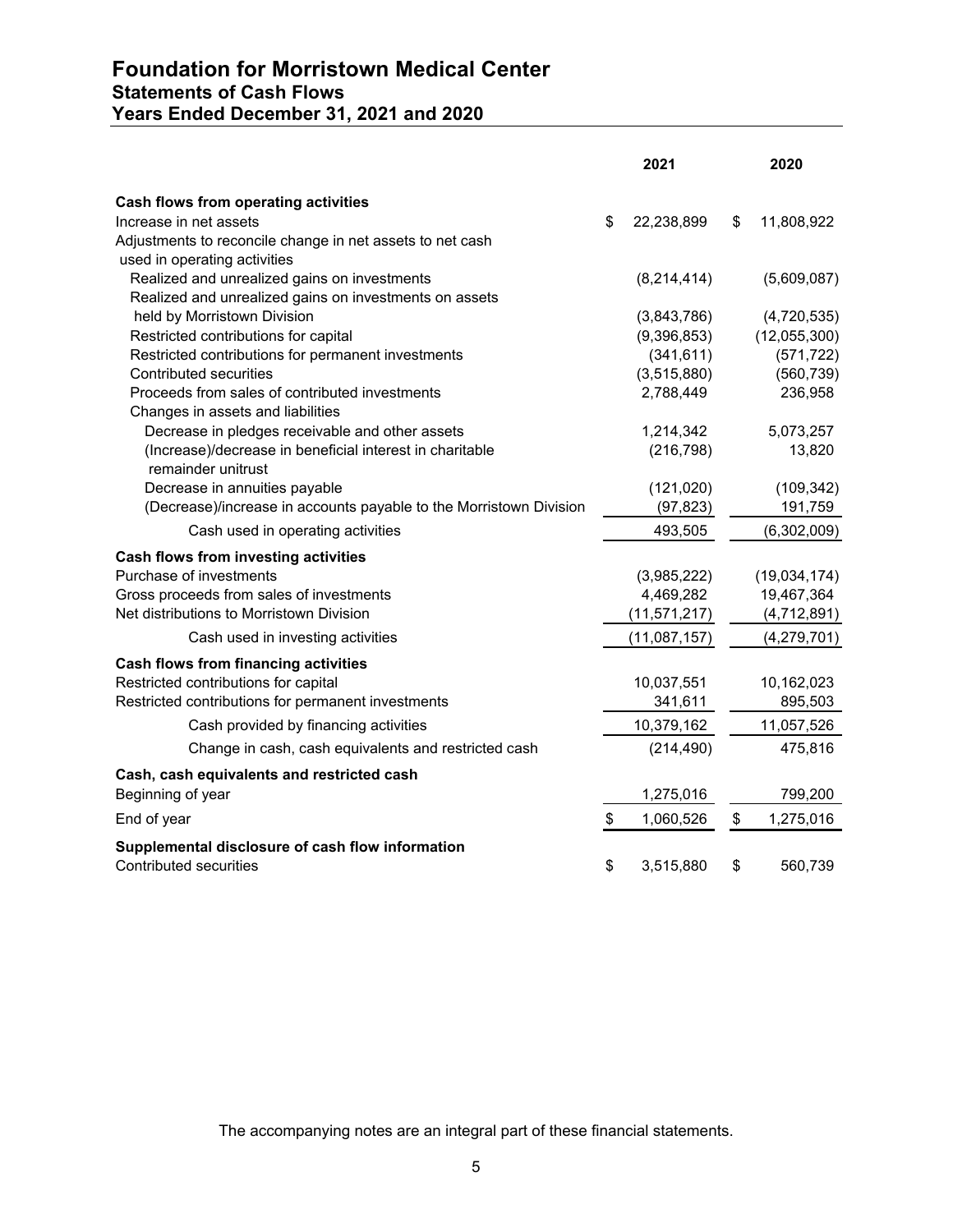# Foundation for Morristown Medical Center
## Statements of Cash Flows
## Years Ended December 31, 2021 and 2020

| | 2021 | 2020 |
|---|---|---|
| **Cash flows from operating activities** | | |
| Increase in net assets | $ 22,238,899 | $ 11,808,922 |
| Adjustments to reconcile change in net assets to net cash used in operating activities | | |
| Realized and unrealized gains on investments | (8,214,414) | (5,609,087) |
| Realized and unrealized gains on investments on assets held by Morristown Division | (3,843,786) | (4,720,535) |
| Restricted contributions for capital | (9,396,853) | (12,055,300) |
| Restricted contributions for permanent investments | (341,611) | (571,722) |
| Contributed securities | (3,515,880) | (560,739) |
| Proceeds from sales of contributed investments | 2,788,449 | 236,958 |
| Changes in assets and liabilities | | |
| Decrease in pledges receivable and other assets | 1,214,342 | 5,073,257 |
| (Increase)/decrease in beneficial interest in charitable remainder unitrust | (216,798) | 13,820 |
| Decrease in annuities payable | (121,020) | (109,342) |
| (Decrease)/increase in accounts payable to the Morristown Division | (97,823) | 191,759 |
| Cash used in operating activities | 493,505 | (6,302,009) |
| **Cash flows from investing activities** | | |
| Purchase of investments | (3,985,222) | (19,034,174) |
| Gross proceeds from sales of investments | 4,469,282 | 19,467,364 |
| Net distributions to Morristown Division | (11,571,217) | (4,712,891) |
| Cash used in investing activities | (11,087,157) | (4,279,701) |
| **Cash flows from financing activities** | | |
| Restricted contributions for capital | 10,037,551 | 10,162,023 |
| Restricted contributions for permanent investments | 341,611 | 895,503 |
| Cash provided by financing activities | 10,379,162 | 11,057,526 |
| Change in cash, cash equivalents and restricted cash | (214,490) | 475,816 |
| **Cash, cash equivalents and restricted cash** | | |
| Beginning of year | 1,275,016 | 799,200 |
| End of year | $ 1,060,526 | $ 1,275,016 |
| **Supplemental disclosure of cash flow information** | | |
| Contributed securities | $ 3,515,880 | $ 560,739 |

The accompanying notes are an integral part of these financial statements.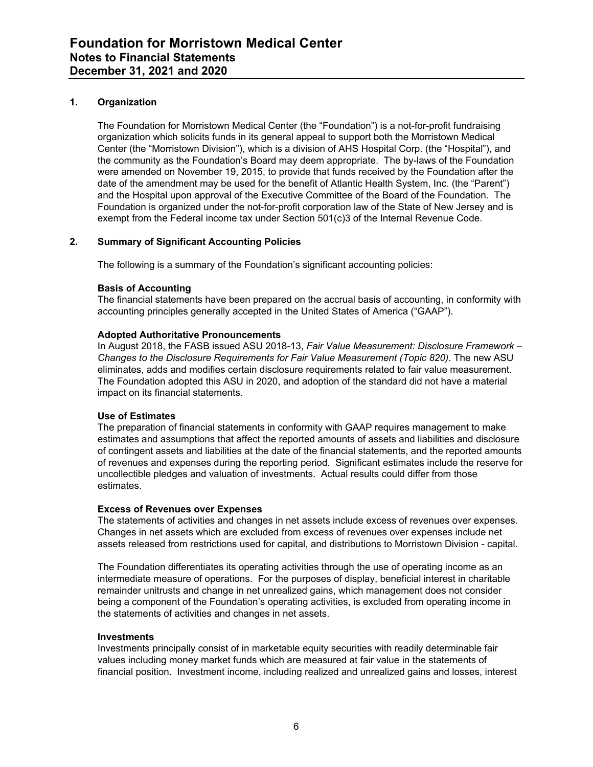## 1. Organization

The Foundation for Morristown Medical Center (the "Foundation") is a not-for-profit fundraising organization which solicits funds in its general appeal to support both the Morristown Medical Center (the "Morristown Division"), which is a division of AHS Hospital Corp. (the "Hospital"), and the community as the Foundation's Board may deem appropriate. The by-laws of the Foundation were amended on November 19, 2015, to provide that funds received by the Foundation after the date of the amendment may be used for the benefit of Atlantic Health System, Inc. (the "Parent") and the Hospital upon approval of the Executive Committee of the Board of the Foundation. The Foundation is organized under the not-for-profit corporation law of the State of New Jersey and is exempt from the Federal income tax under Section 501(c)3 of the Internal Revenue Code.

## 2. Summary of Significant Accounting Policies

The following is a summary of the Foundation's significant accounting policies:

**Basis of Accounting**
The financial statements have been prepared on the accrual basis of accounting, in conformity with accounting principles generally accepted in the United States of America ("GAAP").

**Adopted Authoritative Pronouncements**
In August 2018, the FASB issued ASU 2018-13, *Fair Value Measurement: Disclosure Framework – Changes to the Disclosure Requirements for Fair Value Measurement (Topic 820)*. The new ASU eliminates, adds and modifies certain disclosure requirements related to fair value measurement. The Foundation adopted this ASU in 2020, and adoption of the standard did not have a material impact on its financial statements.

**Use of Estimates**
The preparation of financial statements in conformity with GAAP requires management to make estimates and assumptions that affect the reported amounts of assets and liabilities and disclosure of contingent assets and liabilities at the date of the financial statements, and the reported amounts of revenues and expenses during the reporting period. Significant estimates include the reserve for uncollectible pledges and valuation of investments. Actual results could differ from those estimates.

**Excess of Revenues over Expenses**
The statements of activities and changes in net assets include excess of revenues over expenses. Changes in net assets which are excluded from excess of revenues over expenses include net assets released from restrictions used for capital, and distributions to Morristown Division - capital.

The Foundation differentiates its operating activities through the use of operating income as an intermediate measure of operations. For the purposes of display, beneficial interest in charitable remainder unitrusts and change in net unrealized gains, which management does not consider being a component of the Foundation's operating activities, is excluded from operating income in the statements of activities and changes in net assets.

**Investments**
Investments principally consist of in marketable equity securities with readily determinable fair values including money market funds which are measured at fair value in the statements of financial position. Investment income, including realized and unrealized gains and losses, interest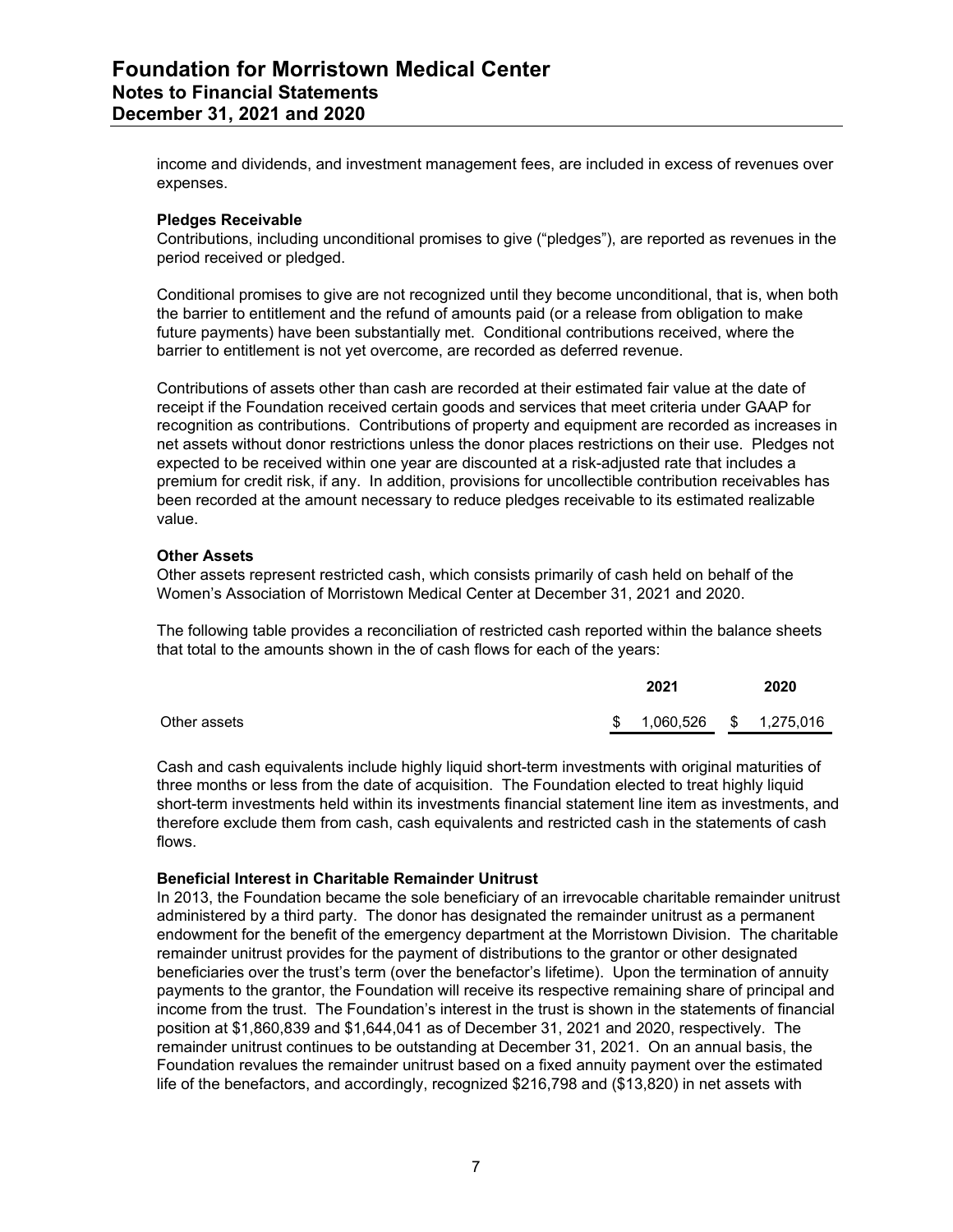income and dividends, and investment management fees, are included in excess of revenues over expenses.

**Pledges Receivable**

Contributions, including unconditional promises to give ("pledges"), are reported as revenues in the period received or pledged.

Conditional promises to give are not recognized until they become unconditional, that is, when both the barrier to entitlement and the refund of amounts paid (or a release from obligation to make future payments) have been substantially met. Conditional contributions received, where the barrier to entitlement is not yet overcome, are recorded as deferred revenue.

Contributions of assets other than cash are recorded at their estimated fair value at the date of receipt if the Foundation received certain goods and services that meet criteria under GAAP for recognition as contributions. Contributions of property and equipment are recorded as increases in net assets without donor restrictions unless the donor places restrictions on their use. Pledges not expected to be received within one year are discounted at a risk-adjusted rate that includes a premium for credit risk, if any. In addition, provisions for uncollectible contribution receivables has been recorded at the amount necessary to reduce pledges receivable to its estimated realizable value.

**Other Assets**

Other assets represent restricted cash, which consists primarily of cash held on behalf of the Women's Association of Morristown Medical Center at December 31, 2021 and 2020.

The following table provides a reconciliation of restricted cash reported within the balance sheets that total to the amounts shown in the of cash flows for each of the years:

| | 2021 | 2020 |
|---|---|---|
| Other assets | $ 1,060,526 | $ 1,275,016 |

Cash and cash equivalents include highly liquid short-term investments with original maturities of three months or less from the date of acquisition. The Foundation elected to treat highly liquid short-term investments held within its investments financial statement line item as investments, and therefore exclude them from cash, cash equivalents and restricted cash in the statements of cash flows.

**Beneficial Interest in Charitable Remainder Unitrust**

In 2013, the Foundation became the sole beneficiary of an irrevocable charitable remainder unitrust administered by a third party. The donor has designated the remainder unitrust as a permanent endowment for the benefit of the emergency department at the Morristown Division. The charitable remainder unitrust provides for the payment of distributions to the grantor or other designated beneficiaries over the trust's term (over the benefactor's lifetime). Upon the termination of annuity payments to the grantor, the Foundation will receive its respective remaining share of principal and income from the trust. The Foundation's interest in the trust is shown in the statements of financial position at $1,860,839 and $1,644,041 as of December 31, 2021 and 2020, respectively. The remainder unitrust continues to be outstanding at December 31, 2021. On an annual basis, the Foundation revalues the remainder unitrust based on a fixed annuity payment over the estimated life of the benefactors, and accordingly, recognized $216,798 and ($13,820) in net assets with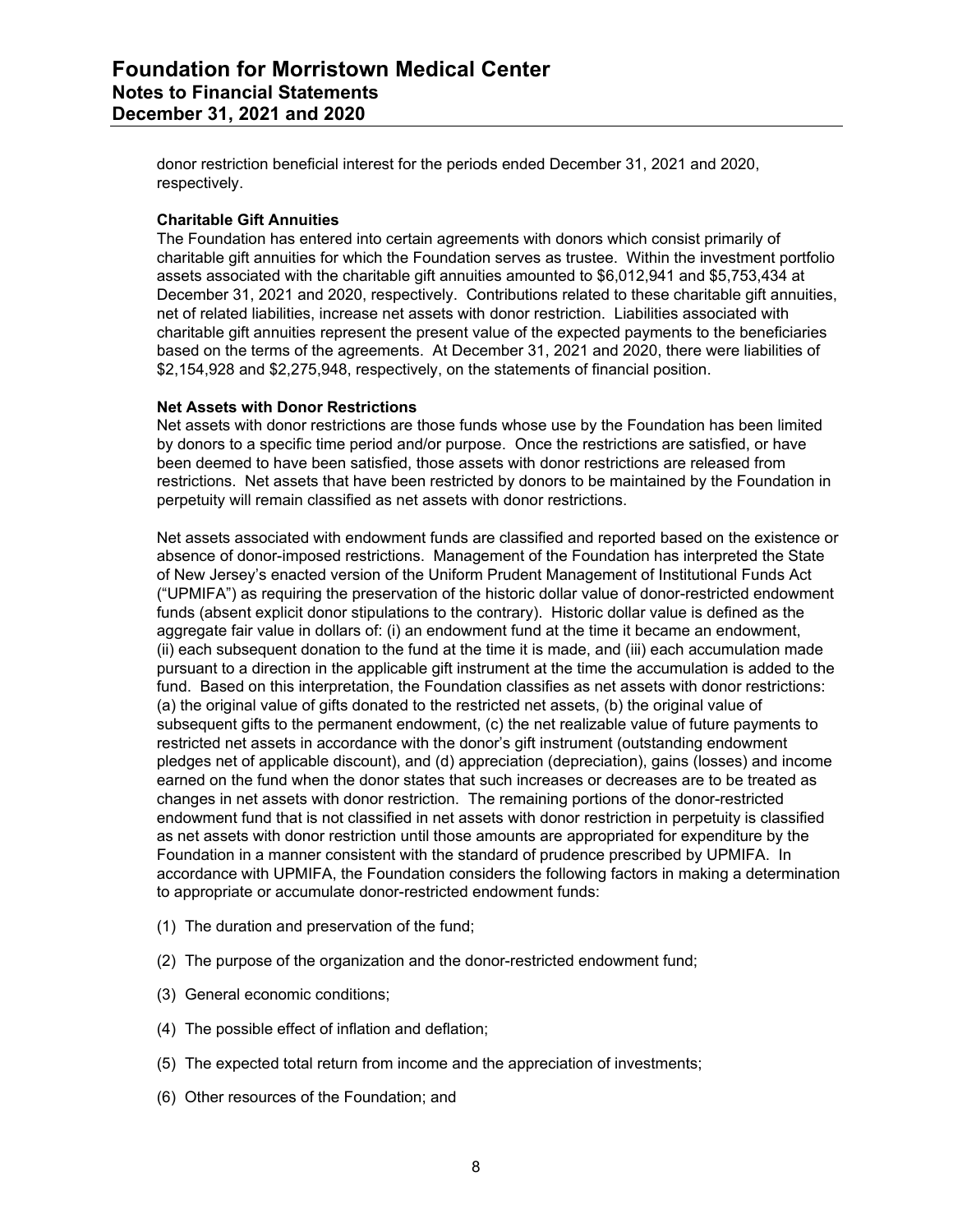donor restriction beneficial interest for the periods ended December 31, 2021 and 2020, respectively.

**Charitable Gift Annuities**

The Foundation has entered into certain agreements with donors which consist primarily of charitable gift annuities for which the Foundation serves as trustee. Within the investment portfolio assets associated with the charitable gift annuities amounted to $6,012,941 and $5,753,434 at December 31, 2021 and 2020, respectively. Contributions related to these charitable gift annuities, net of related liabilities, increase net assets with donor restriction. Liabilities associated with charitable gift annuities represent the present value of the expected payments to the beneficiaries based on the terms of the agreements. At December 31, 2021 and 2020, there were liabilities of $2,154,928 and $2,275,948, respectively, on the statements of financial position.

**Net Assets with Donor Restrictions**

Net assets with donor restrictions are those funds whose use by the Foundation has been limited by donors to a specific time period and/or purpose. Once the restrictions are satisfied, or have been deemed to have been satisfied, those assets with donor restrictions are released from restrictions. Net assets that have been restricted by donors to be maintained by the Foundation in perpetuity will remain classified as net assets with donor restrictions.

Net assets associated with endowment funds are classified and reported based on the existence or absence of donor-imposed restrictions. Management of the Foundation has interpreted the State of New Jersey's enacted version of the Uniform Prudent Management of Institutional Funds Act ("UPMIFA") as requiring the preservation of the historic dollar value of donor-restricted endowment funds (absent explicit donor stipulations to the contrary). Historic dollar value is defined as the aggregate fair value in dollars of: (i) an endowment fund at the time it became an endowment, (ii) each subsequent donation to the fund at the time it is made, and (iii) each accumulation made pursuant to a direction in the applicable gift instrument at the time the accumulation is added to the fund. Based on this interpretation, the Foundation classifies as net assets with donor restrictions: (a) the original value of gifts donated to the restricted net assets, (b) the original value of subsequent gifts to the permanent endowment, (c) the net realizable value of future payments to restricted net assets in accordance with the donor's gift instrument (outstanding endowment pledges net of applicable discount), and (d) appreciation (depreciation), gains (losses) and income earned on the fund when the donor states that such increases or decreases are to be treated as changes in net assets with donor restriction. The remaining portions of the donor-restricted endowment fund that is not classified in net assets with donor restriction in perpetuity is classified as net assets with donor restriction until those amounts are appropriated for expenditure by the Foundation in a manner consistent with the standard of prudence prescribed by UPMIFA. In accordance with UPMIFA, the Foundation considers the following factors in making a determination to appropriate or accumulate donor-restricted endowment funds:

(1) The duration and preservation of the fund;

(2) The purpose of the organization and the donor-restricted endowment fund;

(3) General economic conditions;

(4) The possible effect of inflation and deflation;

(5) The expected total return from income and the appreciation of investments;

(6) Other resources of the Foundation; and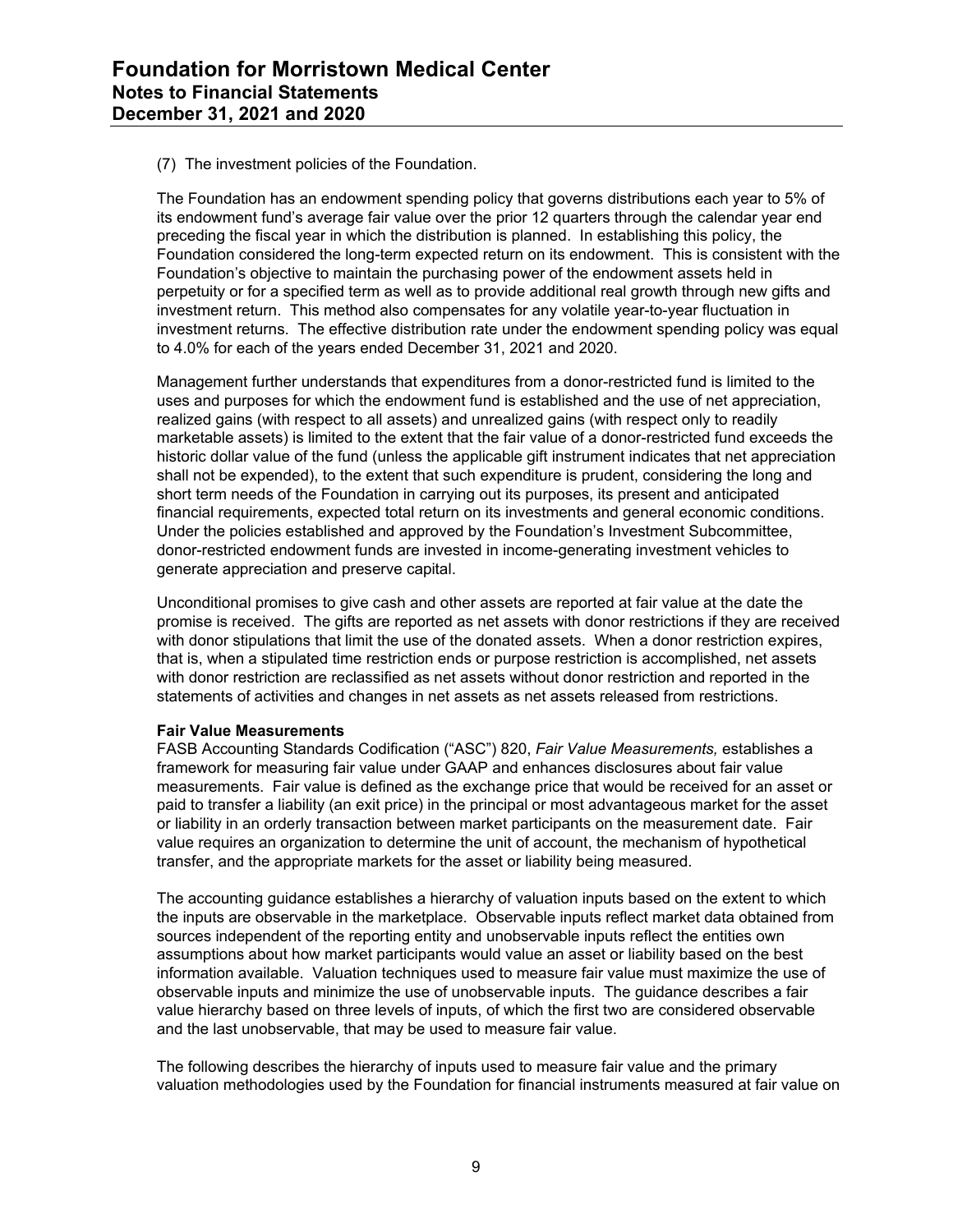(7) The investment policies of the Foundation.

The Foundation has an endowment spending policy that governs distributions each year to 5% of its endowment fund's average fair value over the prior 12 quarters through the calendar year end preceding the fiscal year in which the distribution is planned. In establishing this policy, the Foundation considered the long-term expected return on its endowment. This is consistent with the Foundation's objective to maintain the purchasing power of the endowment assets held in perpetuity or for a specified term as well as to provide additional real growth through new gifts and investment return. This method also compensates for any volatile year-to-year fluctuation in investment returns. The effective distribution rate under the endowment spending policy was equal to 4.0% for each of the years ended December 31, 2021 and 2020.

Management further understands that expenditures from a donor-restricted fund is limited to the uses and purposes for which the endowment fund is established and the use of net appreciation, realized gains (with respect to all assets) and unrealized gains (with respect only to readily marketable assets) is limited to the extent that the fair value of a donor-restricted fund exceeds the historic dollar value of the fund (unless the applicable gift instrument indicates that net appreciation shall not be expended), to the extent that such expenditure is prudent, considering the long and short term needs of the Foundation in carrying out its purposes, its present and anticipated financial requirements, expected total return on its investments and general economic conditions. Under the policies established and approved by the Foundation's Investment Subcommittee, donor-restricted endowment funds are invested in income-generating investment vehicles to generate appreciation and preserve capital.

Unconditional promises to give cash and other assets are reported at fair value at the date the promise is received. The gifts are reported as net assets with donor restrictions if they are received with donor stipulations that limit the use of the donated assets. When a donor restriction expires, that is, when a stipulated time restriction ends or purpose restriction is accomplished, net assets with donor restriction are reclassified as net assets without donor restriction and reported in the statements of activities and changes in net assets as net assets released from restrictions.

**Fair Value Measurements**

FASB Accounting Standards Codification ("ASC") 820, *Fair Value Measurements,* establishes a framework for measuring fair value under GAAP and enhances disclosures about fair value measurements. Fair value is defined as the exchange price that would be received for an asset or paid to transfer a liability (an exit price) in the principal or most advantageous market for the asset or liability in an orderly transaction between market participants on the measurement date. Fair value requires an organization to determine the unit of account, the mechanism of hypothetical transfer, and the appropriate markets for the asset or liability being measured.

The accounting guidance establishes a hierarchy of valuation inputs based on the extent to which the inputs are observable in the marketplace. Observable inputs reflect market data obtained from sources independent of the reporting entity and unobservable inputs reflect the entities own assumptions about how market participants would value an asset or liability based on the best information available. Valuation techniques used to measure fair value must maximize the use of observable inputs and minimize the use of unobservable inputs. The guidance describes a fair value hierarchy based on three levels of inputs, of which the first two are considered observable and the last unobservable, that may be used to measure fair value.

The following describes the hierarchy of inputs used to measure fair value and the primary valuation methodologies used by the Foundation for financial instruments measured at fair value on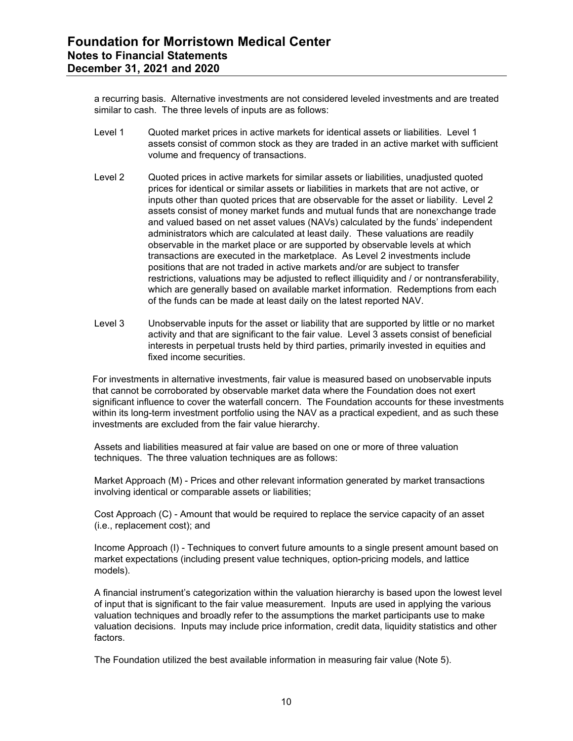a recurring basis. Alternative investments are not considered leveled investments and are treated similar to cash. The three levels of inputs are as follows:

Level 1 Quoted market prices in active markets for identical assets or liabilities. Level 1 assets consist of common stock as they are traded in an active market with sufficient volume and frequency of transactions.

Level 2 Quoted prices in active markets for similar assets or liabilities, unadjusted quoted prices for identical or similar assets or liabilities in markets that are not active, or inputs other than quoted prices that are observable for the asset or liability. Level 2 assets consist of money market funds and mutual funds that are nonexchange trade and valued based on net asset values (NAVs) calculated by the funds' independent administrators which are calculated at least daily. These valuations are readily observable in the market place or are supported by observable levels at which transactions are executed in the marketplace. As Level 2 investments include positions that are not traded in active markets and/or are subject to transfer restrictions, valuations may be adjusted to reflect illiquidity and / or nontransferability, which are generally based on available market information. Redemptions from each of the funds can be made at least daily on the latest reported NAV.

Level 3 Unobservable inputs for the asset or liability that are supported by little or no market activity and that are significant to the fair value. Level 3 assets consist of beneficial interests in perpetual trusts held by third parties, primarily invested in equities and fixed income securities.

For investments in alternative investments, fair value is measured based on unobservable inputs that cannot be corroborated by observable market data where the Foundation does not exert significant influence to cover the waterfall concern. The Foundation accounts for these investments within its long-term investment portfolio using the NAV as a practical expedient, and as such these investments are excluded from the fair value hierarchy.

Assets and liabilities measured at fair value are based on one or more of three valuation techniques. The three valuation techniques are as follows:

Market Approach (M) - Prices and other relevant information generated by market transactions involving identical or comparable assets or liabilities;

Cost Approach (C) - Amount that would be required to replace the service capacity of an asset (i.e., replacement cost); and

Income Approach (I) - Techniques to convert future amounts to a single present amount based on market expectations (including present value techniques, option-pricing models, and lattice models).

A financial instrument's categorization within the valuation hierarchy is based upon the lowest level of input that is significant to the fair value measurement. Inputs are used in applying the various valuation techniques and broadly refer to the assumptions the market participants use to make valuation decisions. Inputs may include price information, credit data, liquidity statistics and other factors.

The Foundation utilized the best available information in measuring fair value (Note 5).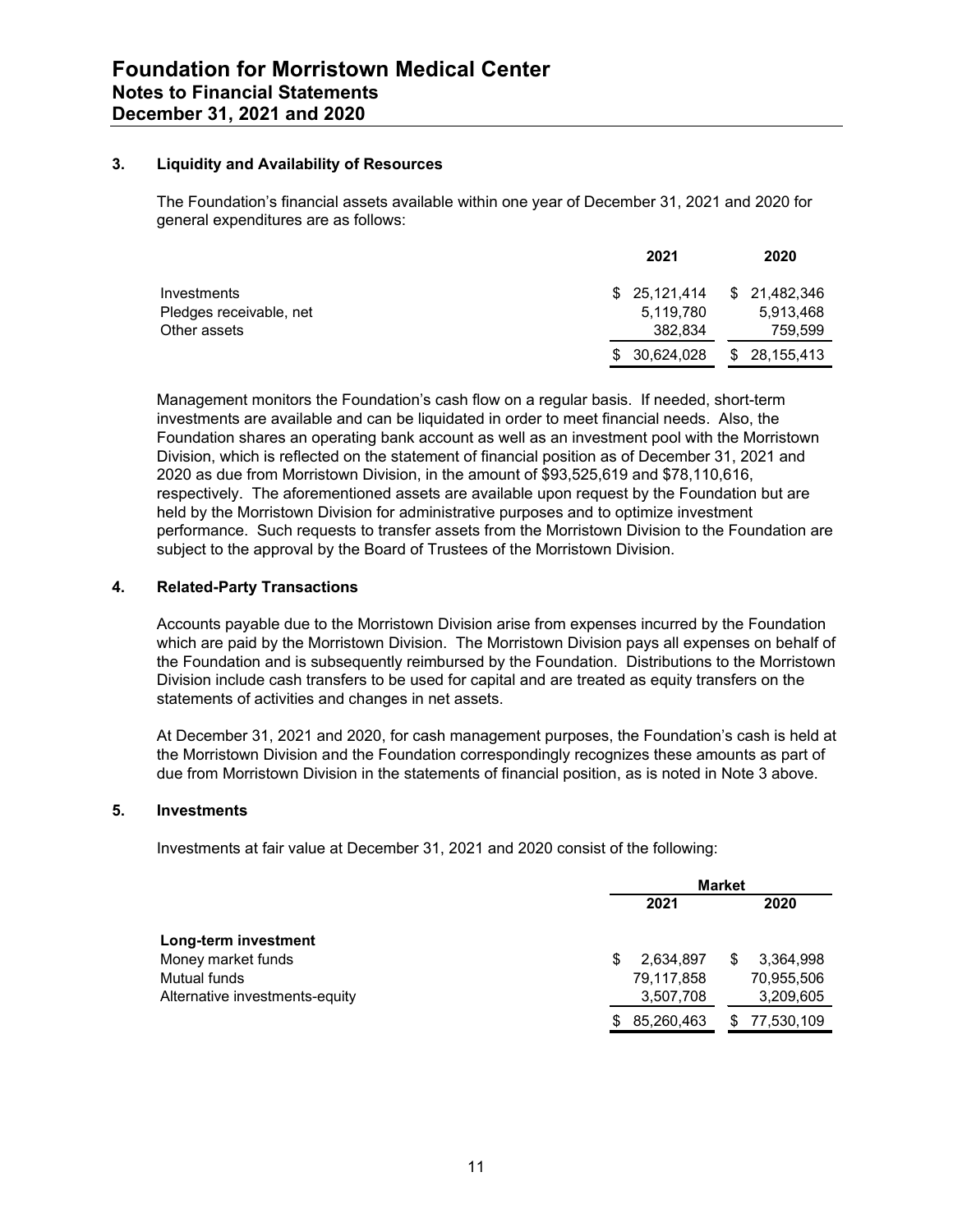# Foundation for Morristown Medical Center
## Notes to Financial Statements
## December 31, 2021 and 2020

### 3. Liquidity and Availability of Resources

The Foundation's financial assets available within one year of December 31, 2021 and 2020 for general expenditures are as follows:

| | 2021 | 2020 |
|---|---|---|
| Investments | $ 25,121,414 | $ 21,482,346 |
| Pledges receivable, net | 5,119,780 | 5,913,468 |
| Other assets | 382,834 | 759,599 |
| | $ 30,624,028 | $ 28,155,413 |

Management monitors the Foundation's cash flow on a regular basis. If needed, short-term investments are available and can be liquidated in order to meet financial needs. Also, the Foundation shares an operating bank account as well as an investment pool with the Morristown Division, which is reflected on the statement of financial position as of December 31, 2021 and 2020 as due from Morristown Division, in the amount of $93,525,619 and $78,110,616, respectively. The aforementioned assets are available upon request by the Foundation but are held by the Morristown Division for administrative purposes and to optimize investment performance. Such requests to transfer assets from the Morristown Division to the Foundation are subject to the approval by the Board of Trustees of the Morristown Division.

### 4. Related-Party Transactions

Accounts payable due to the Morristown Division arise from expenses incurred by the Foundation which are paid by the Morristown Division. The Morristown Division pays all expenses on behalf of the Foundation and is subsequently reimbursed by the Foundation. Distributions to the Morristown Division include cash transfers to be used for capital and are treated as equity transfers on the statements of activities and changes in net assets.

At December 31, 2021 and 2020, for cash management purposes, the Foundation's cash is held at the Morristown Division and the Foundation correspondingly recognizes these amounts as part of due from Morristown Division in the statements of financial position, as is noted in Note 3 above.

### 5. Investments

Investments at fair value at December 31, 2021 and 2020 consist of the following:

| | Market | |
|---|---|---|
| | 2021 | 2020 |
| **Long-term investment** | | |
| Money market funds | $ 2,634,897 | $ 3,364,998 |
| Mutual funds | 79,117,858 | 70,955,506 |
| Alternative investments-equity | 3,507,708 | 3,209,605 |
| | $ 85,260,463 | $ 77,530,109 |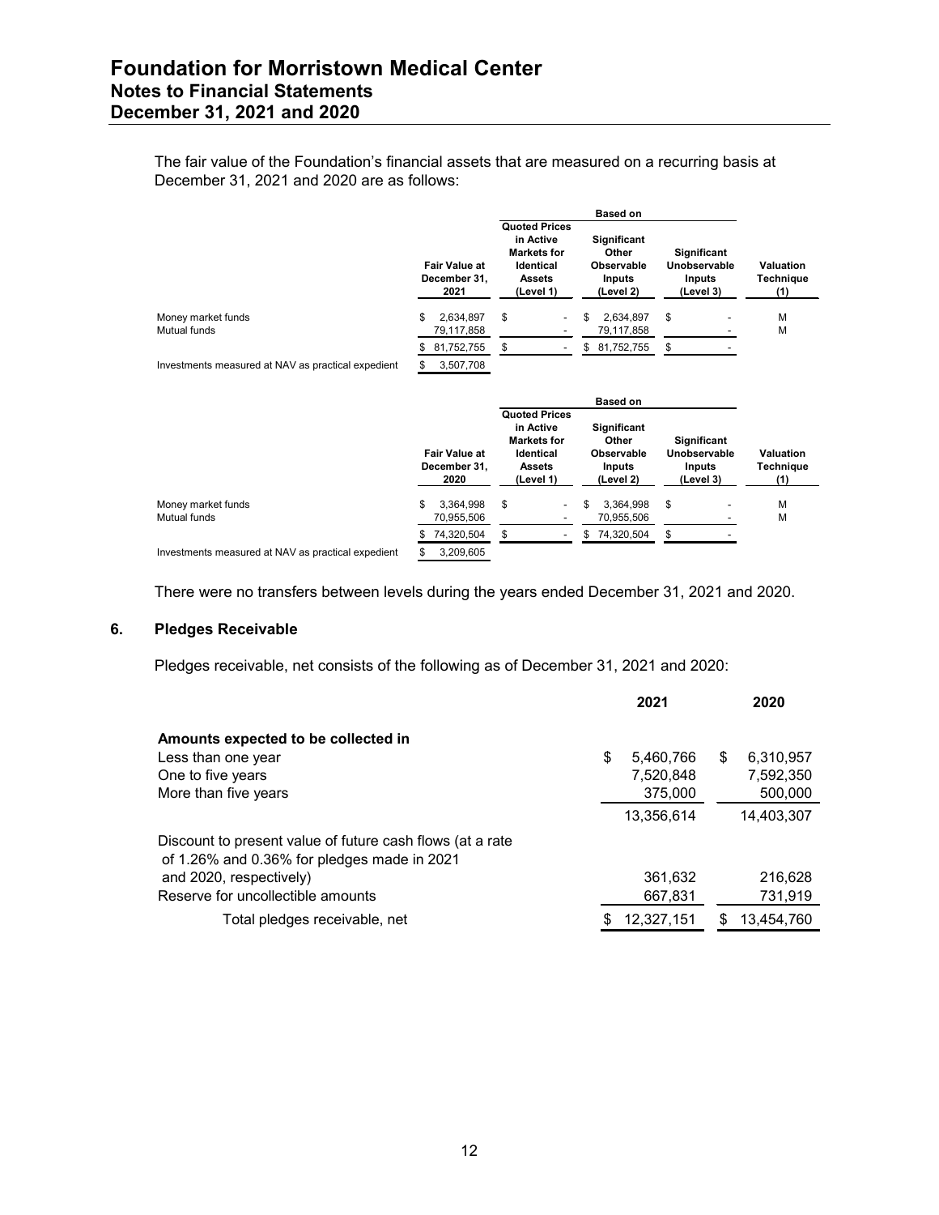The fair value of the Foundation's financial assets that are measured on a recurring basis at December 31, 2021 and 2020 are as follows:

| | | Based on | | | |
|---|---|---|---|---|---|
| | Fair Value at December 31, 2021 | Quoted Prices in Active Markets for Identical Assets (Level 1) | Significant Other Observable Inputs (Level 2) | Significant Unobservable Inputs (Level 3) | Valuation Technique (1) |
| Money market funds | $ 2,634,897 | $ - | $ 2,634,897 | $ - | M |
| Mutual funds | 79,117,858 | - | 79,117,858 | - | M |
| | $ 81,752,755 | $ - | $ 81,752,755 | $ - | |
| Investments measured at NAV as practical expedient | $ 3,507,708 | | | | |

| | | Based on | | | |
|---|---|---|---|---|---|
| | Fair Value at December 31, 2020 | Quoted Prices in Active Markets for Identical Assets (Level 1) | Significant Other Observable Inputs (Level 2) | Significant Unobservable Inputs (Level 3) | Valuation Technique (1) |
| Money market funds | $ 3,364,998 | $ - | $ 3,364,998 | $ - | M |
| Mutual funds | 70,955,506 | - | 70,955,506 | - | M |
| | $ 74,320,504 | $ - | $ 74,320,504 | $ - | |
| Investments measured at NAV as practical expedient | $ 3,209,605 | | | | |

There were no transfers between levels during the years ended December 31, 2021 and 2020.

## 6. Pledges Receivable

Pledges receivable, net consists of the following as of December 31, 2021 and 2020:

| | 2021 | 2020 |
|---|---|---|
| **Amounts expected to be collected in** | | |
| Less than one year | $ 5,460,766 | $ 6,310,957 |
| One to five years | 7,520,848 | 7,592,350 |
| More than five years | 375,000 | 500,000 |
| | 13,356,614 | 14,403,307 |
| Discount to present value of future cash flows (at a rate of 1.26% and 0.36% for pledges made in 2021 and 2020, respectively) | 361,632 | 216,628 |
| Reserve for uncollectible amounts | 667,831 | 731,919 |
| Total pledges receivable, net | $ 12,327,151 | $ 13,454,760 |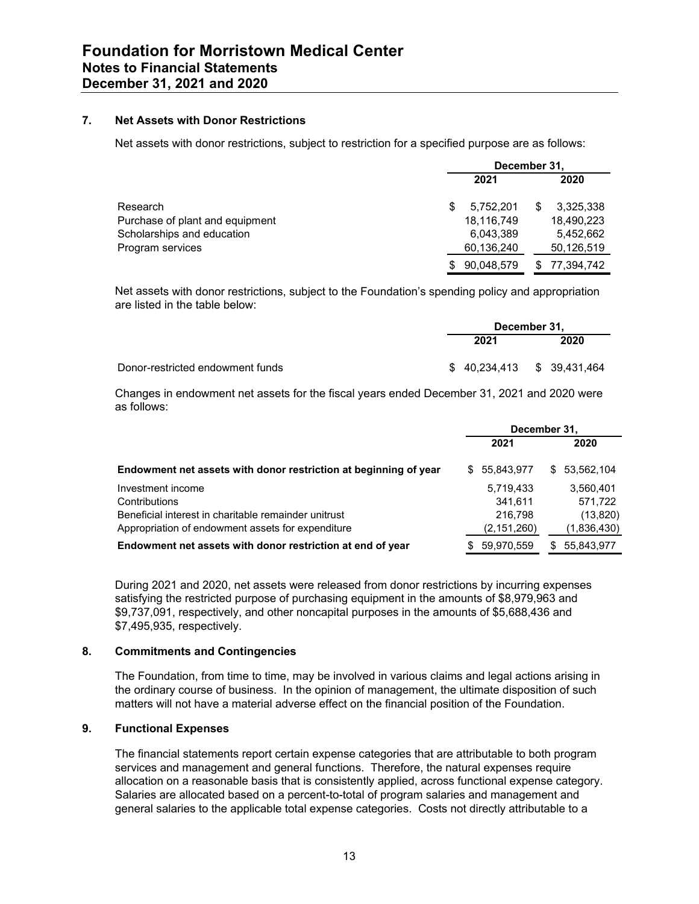## 7. Net Assets with Donor Restrictions

Net assets with donor restrictions, subject to restriction for a specified purpose are as follows:

| | December 31, | |
|---|---|---|
| | 2021 | 2020 |
| Research | $ 5,752,201 | $ 3,325,338 |
| Purchase of plant and equipment | 18,116,749 | 18,490,223 |
| Scholarships and education | 6,043,389 | 5,452,662 |
| Program services | 60,136,240 | 50,126,519 |
| | $ 90,048,579 | $ 77,394,742 |

Net assets with donor restrictions, subject to the Foundation's spending policy and appropriation are listed in the table below:

| | December 31, | |
|---|---|---|
| | 2021 | 2020 |
| Donor-restricted endowment funds | $ 40,234,413 | $ 39,431,464 |

Changes in endowment net assets for the fiscal years ended December 31, 2021 and 2020 were as follows:

| | December 31, | |
|---|---|---|
| | 2021 | 2020 |
| **Endowment net assets with donor restriction at beginning of year** | $ 55,843,977 | $ 53,562,104 |
| Investment income | 5,719,433 | 3,560,401 |
| Contributions | 341,611 | 571,722 |
| Beneficial interest in charitable remainder unitrust | 216,798 | (13,820) |
| Appropriation of endowment assets for expenditure | (2,151,260) | (1,836,430) |
| **Endowment net assets with donor restriction at end of year** | $ 59,970,559 | $ 55,843,977 |

During 2021 and 2020, net assets were released from donor restrictions by incurring expenses satisfying the restricted purpose of purchasing equipment in the amounts of $8,979,963 and $9,737,091, respectively, and other noncapital purposes in the amounts of $5,688,436 and $7,495,935, respectively.

## 8. Commitments and Contingencies

The Foundation, from time to time, may be involved in various claims and legal actions arising in the ordinary course of business. In the opinion of management, the ultimate disposition of such matters will not have a material adverse effect on the financial position of the Foundation.

## 9. Functional Expenses

The financial statements report certain expense categories that are attributable to both program services and management and general functions. Therefore, the natural expenses require allocation on a reasonable basis that is consistently applied, across functional expense category. Salaries are allocated based on a percent-to-total of program salaries and management and general salaries to the applicable total expense categories. Costs not directly attributable to a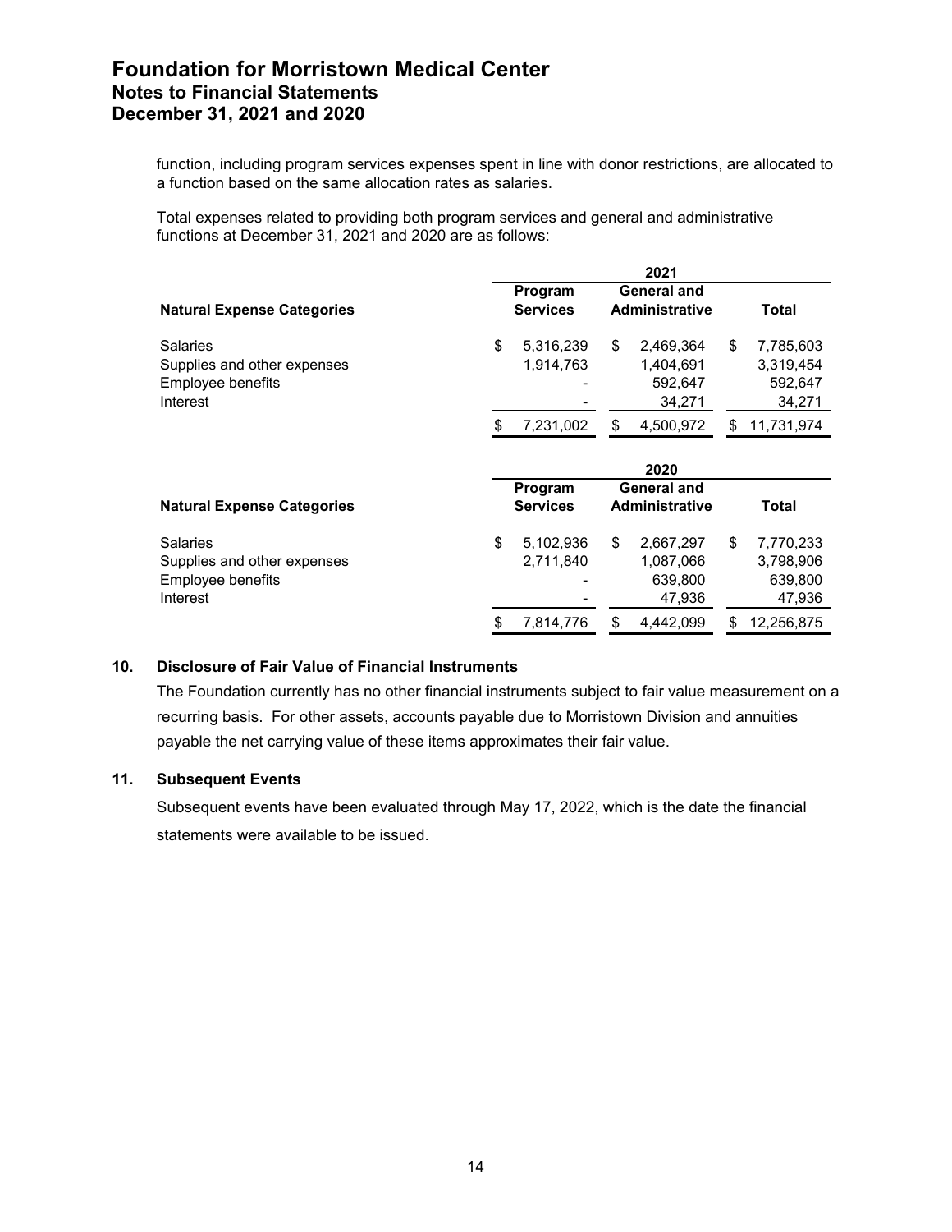function, including program services expenses spent in line with donor restrictions, are allocated to a function based on the same allocation rates as salaries.

Total expenses related to providing both program services and general and administrative functions at December 31, 2021 and 2020 are as follows:

| | 2021 | | |
|---|---|---|---|
| **Natural Expense Categories** | **Program Services** | **General and Administrative** | **Total** |
| Salaries | $ 5,316,239 | $ 2,469,364 | $ 7,785,603 |
| Supplies and other expenses | 1,914,763 | 1,404,691 | 3,319,454 |
| Employee benefits | - | 592,647 | 592,647 |
| Interest | - | 34,271 | 34,271 |
| | $ 7,231,002 | $ 4,500,972 | $ 11,731,974 |

| | 2020 | | |
|---|---|---|---|
| **Natural Expense Categories** | **Program Services** | **General and Administrative** | **Total** |
| Salaries | $ 5,102,936 | $ 2,667,297 | $ 7,770,233 |
| Supplies and other expenses | 2,711,840 | 1,087,066 | 3,798,906 |
| Employee benefits | - | 639,800 | 639,800 |
| Interest | - | 47,936 | 47,936 |
| | $ 7,814,776 | $ 4,442,099 | $ 12,256,875 |

## 10. Disclosure of Fair Value of Financial Instruments

The Foundation currently has no other financial instruments subject to fair value measurement on a recurring basis. For other assets, accounts payable due to Morristown Division and annuities payable the net carrying value of these items approximates their fair value.

## 11. Subsequent Events

Subsequent events have been evaluated through May 17, 2022, which is the date the financial statements were available to be issued.